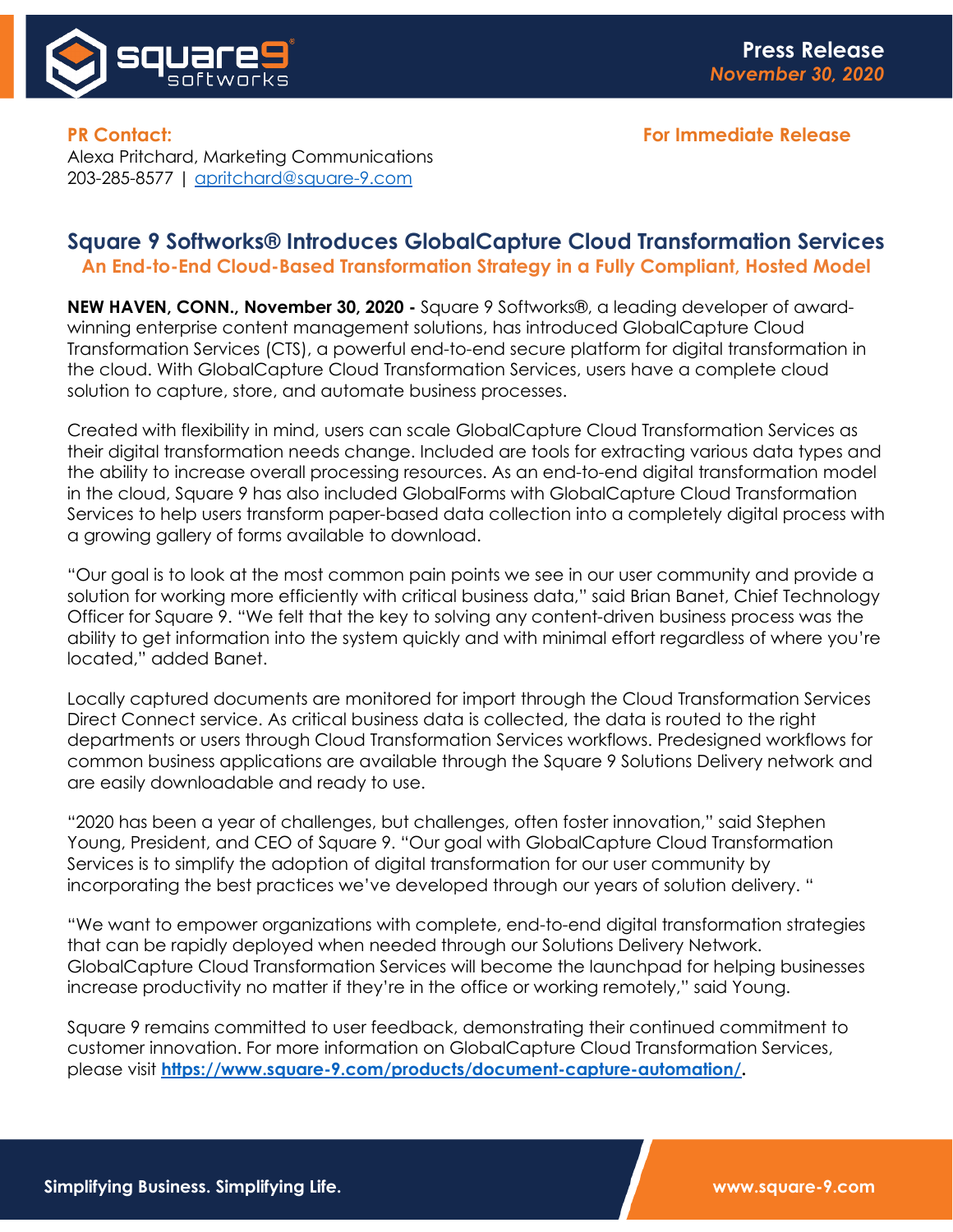**Press Release**
*November 30, 2020*

**PR Contact:**
Alexa Pritchard, Marketing Communications
203-285-8577 | apritchard@square-9.com

**For Immediate Release**

# Square 9 Softworks® Introduces GlobalCapture Cloud Transformation Services

## An End-to-End Cloud-Based Transformation Strategy in a Fully Compliant, Hosted Model

**NEW HAVEN, CONN., November 30, 2020 -** Square 9 Softworks®, a leading developer of award-winning enterprise content management solutions, has introduced GlobalCapture Cloud Transformation Services (CTS), a powerful end-to-end secure platform for digital transformation in the cloud. With GlobalCapture Cloud Transformation Services, users have a complete cloud solution to capture, store, and automate business processes.

Created with flexibility in mind, users can scale GlobalCapture Cloud Transformation Services as their digital transformation needs change. Included are tools for extracting various data types and the ability to increase overall processing resources. As an end-to-end digital transformation model in the cloud, Square 9 has also included GlobalForms with GlobalCapture Cloud Transformation Services to help users transform paper-based data collection into a completely digital process with a growing gallery of forms available to download.

"Our goal is to look at the most common pain points we see in our user community and provide a solution for working more efficiently with critical business data," said Brian Banet, Chief Technology Officer for Square 9. "We felt that the key to solving any content-driven business process was the ability to get information into the system quickly and with minimal effort regardless of where you're located," added Banet.

Locally captured documents are monitored for import through the Cloud Transformation Services Direct Connect service. As critical business data is collected, the data is routed to the right departments or users through Cloud Transformation Services workflows. Predesigned workflows for common business applications are available through the Square 9 Solutions Delivery network and are easily downloadable and ready to use.

"2020 has been a year of challenges, but challenges, often foster innovation," said Stephen Young, President, and CEO of Square 9. "Our goal with GlobalCapture Cloud Transformation Services is to simplify the adoption of digital transformation for our user community by incorporating the best practices we've developed through our years of solution delivery. "

"We want to empower organizations with complete, end-to-end digital transformation strategies that can be rapidly deployed when needed through our Solutions Delivery Network. GlobalCapture Cloud Transformation Services will become the launchpad for helping businesses increase productivity no matter if they're in the office or working remotely," said Young.

Square 9 remains committed to user feedback, demonstrating their continued commitment to customer innovation. For more information on GlobalCapture Cloud Transformation Services, please visit **https://www.square-9.com/products/document-capture-automation/.**

**Simplifying Business. Simplifying Life.** **www.square-9.com**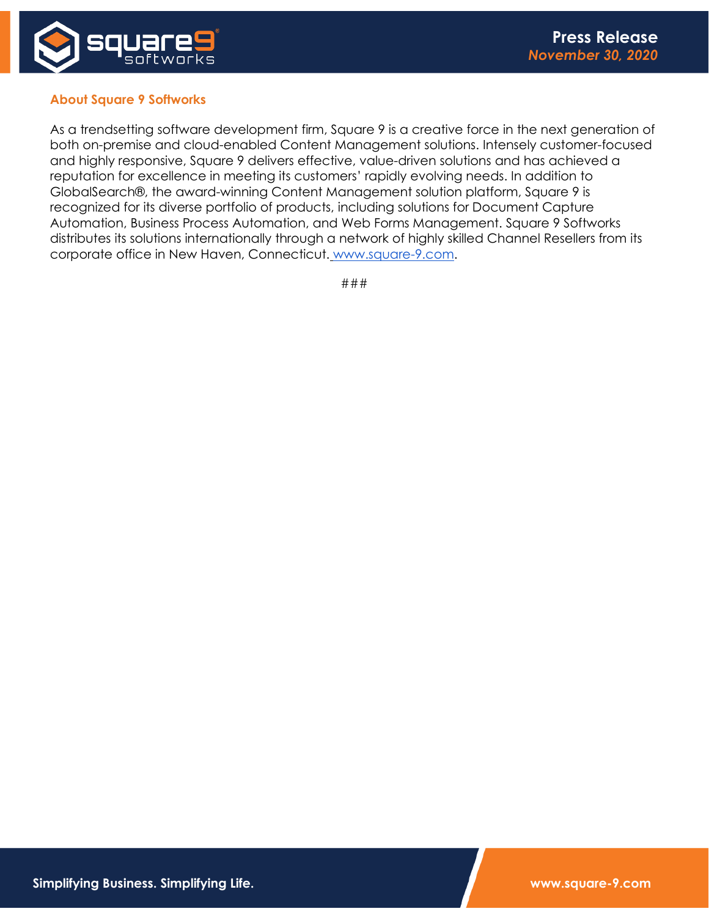## About Square 9 Softworks

As a trendsetting software development firm, Square 9 is a creative force in the next generation of both on-premise and cloud-enabled Content Management solutions. Intensely customer-focused and highly responsive, Square 9 delivers effective, value-driven solutions and has achieved a reputation for excellence in meeting its customers' rapidly evolving needs. In addition to GlobalSearch®, the award-winning Content Management solution platform, Square 9 is recognized for its diverse portfolio of products, including solutions for Document Capture Automation, Business Process Automation, and Web Forms Management. Square 9 Softworks distributes its solutions internationally through a network of highly skilled Channel Resellers from its corporate office in New Haven, Connecticut. www.square-9.com.

###